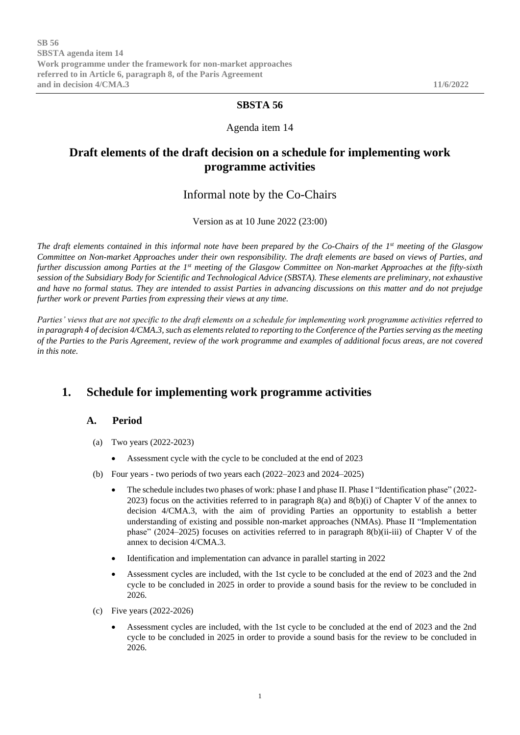SB 56
SBSTA agenda item 14
Work programme under the framework for non-market approaches referred to in Article 6, paragraph 8, of the Paris Agreement and in decision 4/CMA.3 — 11/6/2022

**SBSTA 56**

Agenda item 14

# Draft elements of the draft decision on a schedule for implementing work programme activities

## Informal note by the Co-Chairs

Version as at 10 June 2022 (23:00)

*The draft elements contained in this informal note have been prepared by the Co-Chairs of the 1st meeting of the Glasgow Committee on Non-market Approaches under their own responsibility. The draft elements are based on views of Parties, and further discussion among Parties at the 1st meeting of the Glasgow Committee on Non-market Approaches at the fifty-sixth session of the Subsidiary Body for Scientific and Technological Advice (SBSTA). These elements are preliminary, not exhaustive and have no formal status. They are intended to assist Parties in advancing discussions on this matter and do not prejudge further work or prevent Parties from expressing their views at any time.*

*Parties' views that are not specific to the draft elements on a schedule for implementing work programme activities referred to in paragraph 4 of decision 4/CMA.3, such as elements related to reporting to the Conference of the Parties serving as the meeting of the Parties to the Paris Agreement, review of the work programme and examples of additional focus areas, are not covered in this note.*

## 1. Schedule for implementing work programme activities

### A. Period

(a) Two years (2022-2023)

- Assessment cycle with the cycle to be concluded at the end of 2023

(b) Four years - two periods of two years each (2022–2023 and 2024–2025)

- The schedule includes two phases of work: phase I and phase II. Phase I "Identification phase" (2022-2023) focus on the activities referred to in paragraph 8(a) and 8(b)(i) of Chapter V of the annex to decision 4/CMA.3, with the aim of providing Parties an opportunity to establish a better understanding of existing and possible non-market approaches (NMAs). Phase II "Implementation phase" (2024–2025) focuses on activities referred to in paragraph 8(b)(ii-iii) of Chapter V of the annex to decision 4/CMA.3.
- Identification and implementation can advance in parallel starting in 2022
- Assessment cycles are included, with the 1st cycle to be concluded at the end of 2023 and the 2nd cycle to be concluded in 2025 in order to provide a sound basis for the review to be concluded in 2026.

(c) Five years (2022-2026)

- Assessment cycles are included, with the 1st cycle to be concluded at the end of 2023 and the 2nd cycle to be concluded in 2025 in order to provide a sound basis for the review to be concluded in 2026.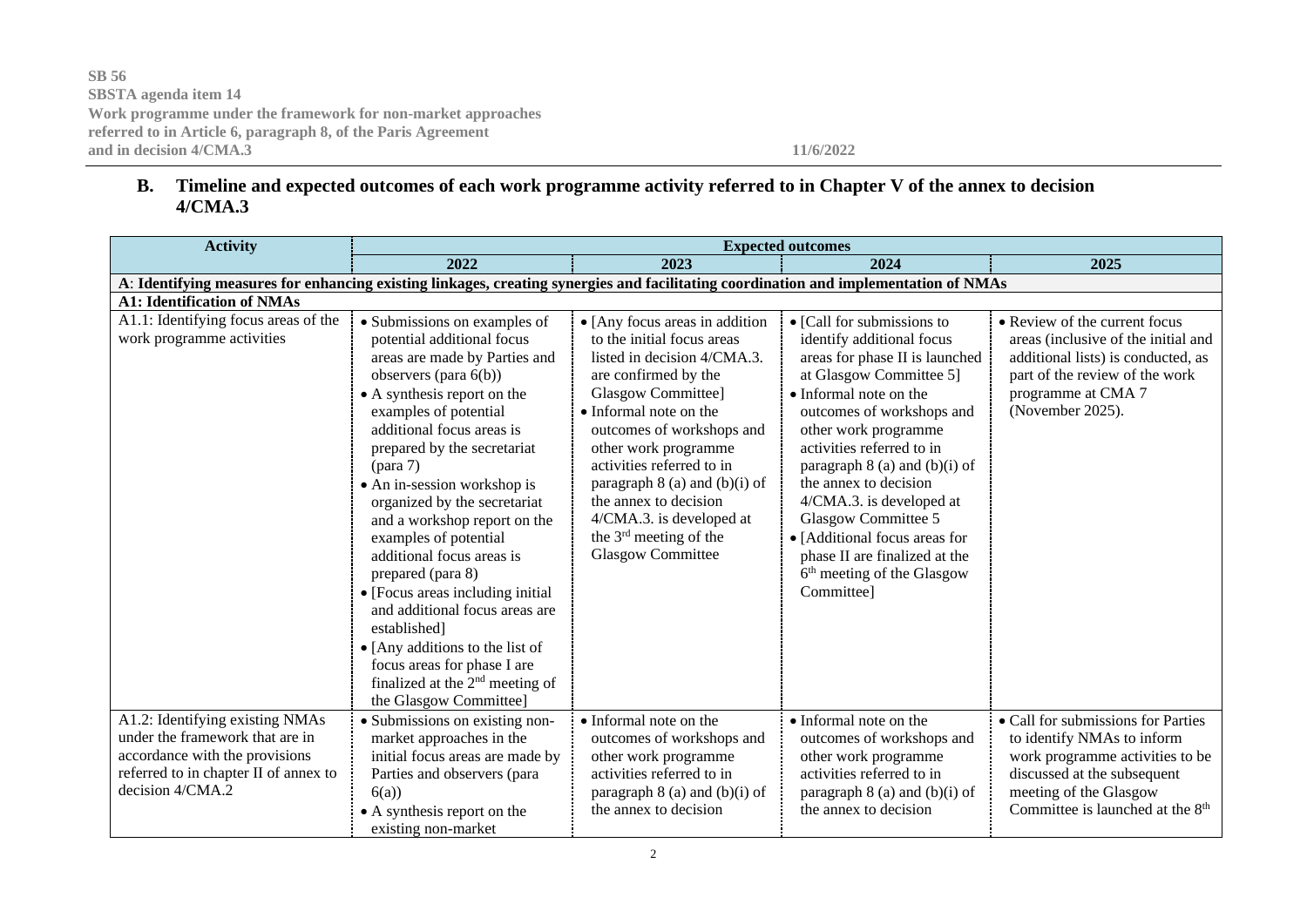## B. Timeline and expected outcomes of each work programme activity referred to in Chapter V of the annex to decision 4/CMA.3

| Activity | Expected outcomes | | | |
|---|---|---|---|---|
| | 2022 | 2023 | 2024 | 2025 |
| **A: Identifying measures for enhancing existing linkages, creating synergies and facilitating coordination and implementation of NMAs** | | | | |
| **A1: Identification of NMAs** | | | | |
| A1.1: Identifying focus areas of the work programme activities | • Submissions on examples of potential additional focus areas are made by Parties and observers (para 6(b))<br>• A synthesis report on the examples of potential additional focus areas is prepared by the secretariat (para 7)<br>• An in-session workshop is organized by the secretariat and a workshop report on the examples of potential additional focus areas is prepared (para 8)<br>• [Focus areas including initial and additional focus areas are established]<br>• [Any additions to the list of focus areas for phase I are finalized at the 2nd meeting of the Glasgow Committee] | • [Any focus areas in addition to the initial focus areas listed in decision 4/CMA.3. are confirmed by the Glasgow Committee]<br>• Informal note on the outcomes of workshops and other work programme activities referred to in paragraph 8 (a) and (b)(i) of the annex to decision 4/CMA.3. is developed at the 3rd meeting of the Glasgow Committee | • [Call for submissions to identify additional focus areas for phase II is launched at Glasgow Committee 5]<br>• Informal note on the outcomes of workshops and other work programme activities referred to in paragraph 8 (a) and (b)(i) of the annex to decision 4/CMA.3. is developed at Glasgow Committee 5<br>• [Additional focus areas for phase II are finalized at the 6th meeting of the Glasgow Committee] | • Review of the current focus areas (inclusive of the initial and additional lists) is conducted, as part of the review of the work programme at CMA 7 (November 2025). |
| A1.2: Identifying existing NMAs under the framework that are in accordance with the provisions referred to in chapter II of annex to decision 4/CMA.2 | • Submissions on existing non-market approaches in the initial focus areas are made by Parties and observers (para 6(a))<br>• A synthesis report on the existing non-market | • Informal note on the outcomes of workshops and other work programme activities referred to in paragraph 8 (a) and (b)(i) of the annex to decision | • Informal note on the outcomes of workshops and other work programme activities referred to in paragraph 8 (a) and (b)(i) of the annex to decision | • Call for submissions for Parties to identify NMAs to inform work programme activities to be discussed at the subsequent meeting of the Glasgow Committee is launched at the 8th |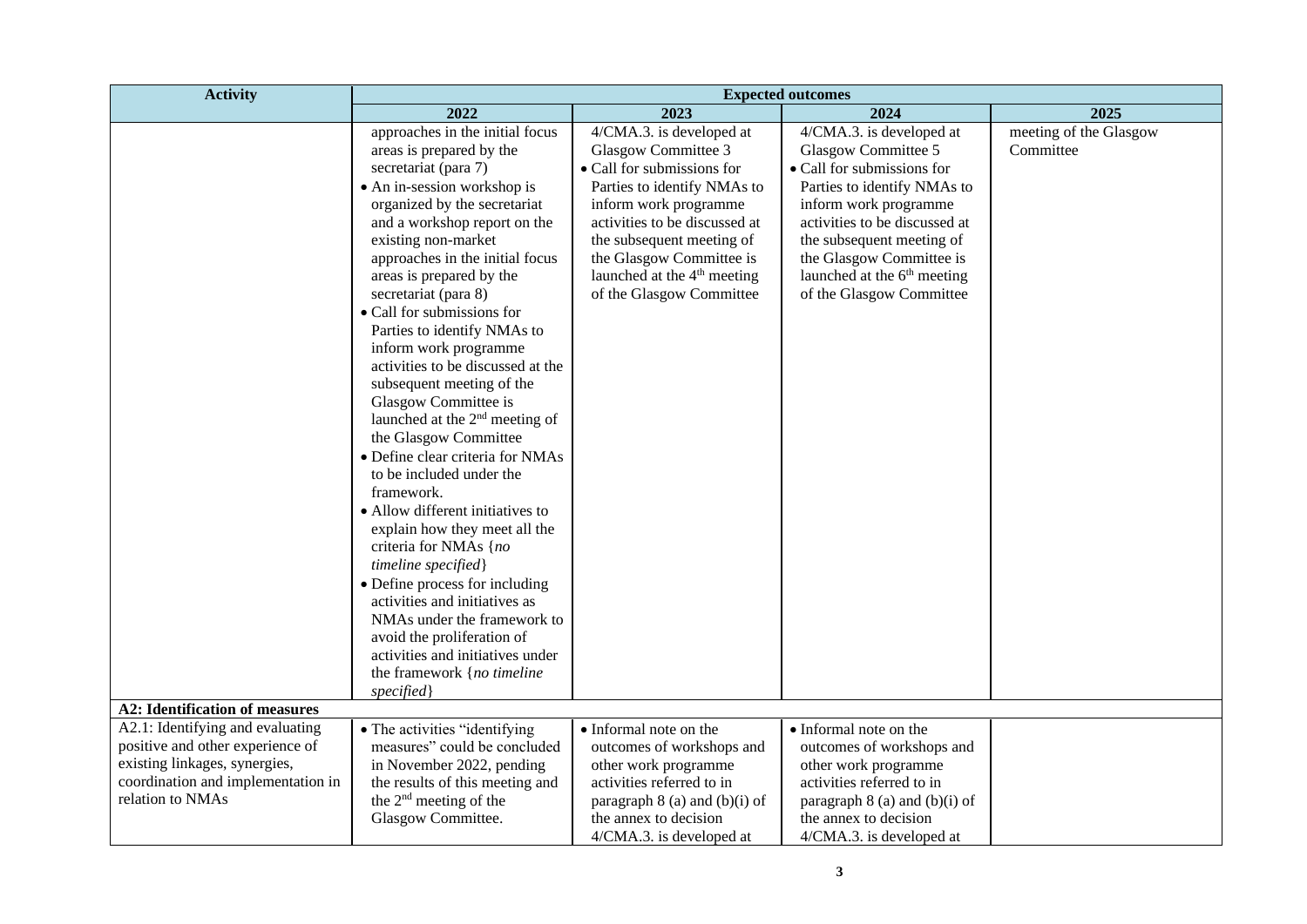| Activity | Expected outcomes | | | |
|---|---|---|---|---|
| | 2022 | 2023 | 2024 | 2025 |
| | approaches in the initial focus areas is prepared by the secretariat (para 7) <br>• An in-session workshop is organized by the secretariat and a workshop report on the existing non-market approaches in the initial focus areas is prepared by the secretariat (para 8) <br>• Call for submissions for Parties to identify NMAs to inform work programme activities to be discussed at the subsequent meeting of the Glasgow Committee is launched at the 2nd meeting of the Glasgow Committee <br>• Define clear criteria for NMAs to be included under the framework. <br>• Allow different initiatives to explain how they meet all the criteria for NMAs {*no timeline specified*} <br>• Define process for including activities and initiatives as NMAs under the framework to avoid the proliferation of activities and initiatives under the framework {*no timeline specified*} | 4/CMA.3. is developed at Glasgow Committee 3 <br>• Call for submissions for Parties to identify NMAs to inform work programme activities to be discussed at the subsequent meeting of the Glasgow Committee is launched at the 4th meeting of the Glasgow Committee | 4/CMA.3. is developed at Glasgow Committee 5 <br>• Call for submissions for Parties to identify NMAs to inform work programme activities to be discussed at the subsequent meeting of the Glasgow Committee is launched at the 6th meeting of the Glasgow Committee | meeting of the Glasgow Committee |
| **A2: Identification of measures** | | | | |
| A2.1: Identifying and evaluating positive and other experience of existing linkages, synergies, coordination and implementation in relation to NMAs | • The activities "identifying measures" could be concluded in November 2022, pending the results of this meeting and the 2nd meeting of the Glasgow Committee. | • Informal note on the outcomes of workshops and other work programme activities referred to in paragraph 8 (a) and (b)(i) of the annex to decision 4/CMA.3. is developed at | • Informal note on the outcomes of workshops and other work programme activities referred to in paragraph 8 (a) and (b)(i) of the annex to decision 4/CMA.3. is developed at | |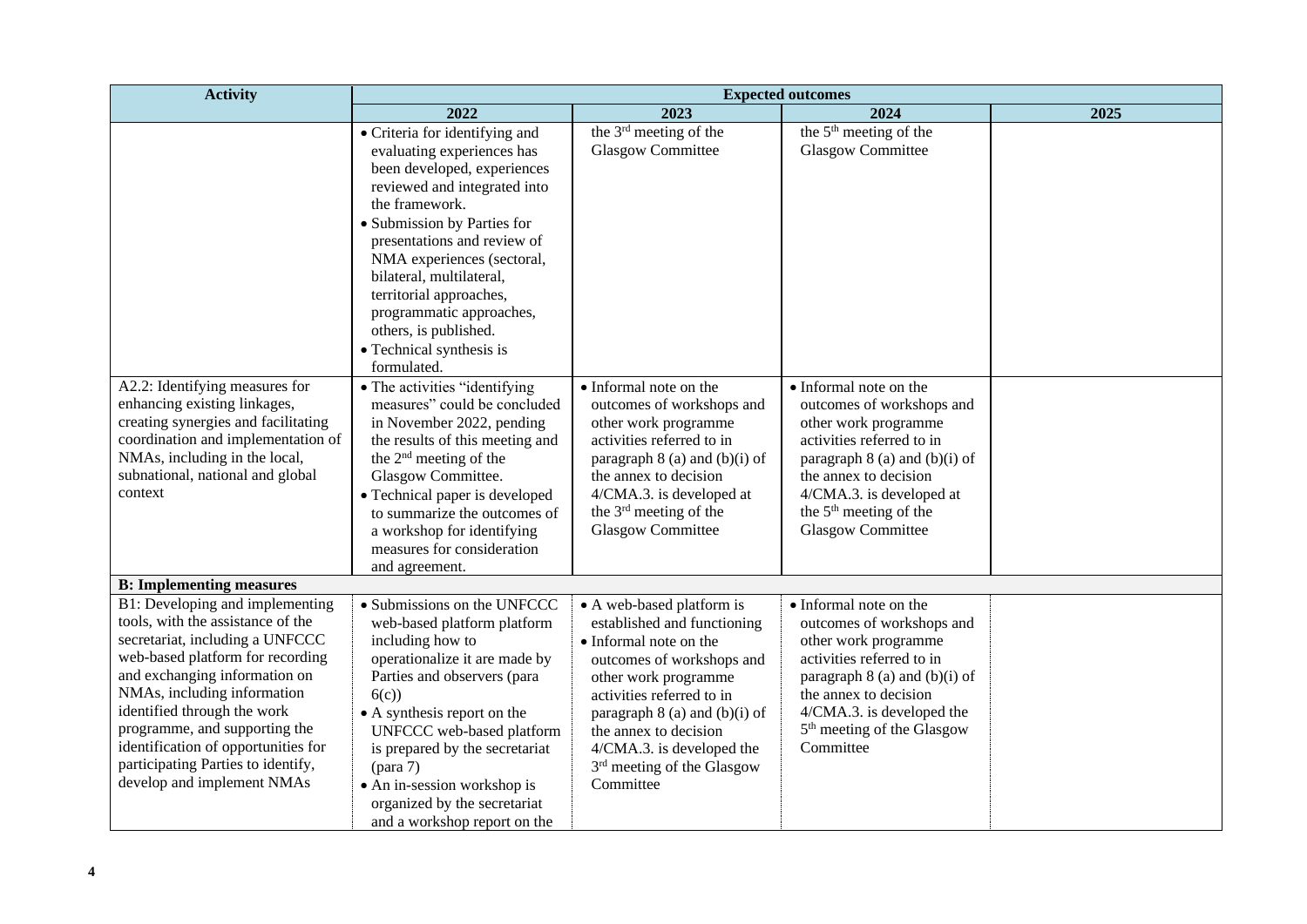| Activity | Expected outcomes | | | |
|---|---|---|---|---|
| | 2022 | 2023 | 2024 | 2025 |
| | • Criteria for identifying and evaluating experiences has been developed, experiences reviewed and integrated into the framework. • Submission by Parties for presentations and review of NMA experiences (sectoral, bilateral, multilateral, territorial approaches, programmatic approaches, others, is published. • Technical synthesis is formulated. | the 3rd meeting of the Glasgow Committee | the 5th meeting of the Glasgow Committee | |
| A2.2: Identifying measures for enhancing existing linkages, creating synergies and facilitating coordination and implementation of NMAs, including in the local, subnational, national and global context | • The activities "identifying measures" could be concluded in November 2022, pending the results of this meeting and the 2nd meeting of the Glasgow Committee. • Technical paper is developed to summarize the outcomes of a workshop for identifying measures for consideration and agreement. | • Informal note on the outcomes of workshops and other work programme activities referred to in paragraph 8 (a) and (b)(i) of the annex to decision 4/CMA.3. is developed at the 3rd meeting of the Glasgow Committee | • Informal note on the outcomes of workshops and other work programme activities referred to in paragraph 8 (a) and (b)(i) of the annex to decision 4/CMA.3. is developed at the 5th meeting of the Glasgow Committee | |
| **B: Implementing measures** | | | | |
| B1: Developing and implementing tools, with the assistance of the secretariat, including a UNFCCC web-based platform for recording and exchanging information on NMAs, including information identified through the work programme, and supporting the identification of opportunities for participating Parties to identify, develop and implement NMAs | • Submissions on the UNFCCC web-based platform platform including how to operationalize it are made by Parties and observers (para 6(c)) • A synthesis report on the UNFCCC web-based platform is prepared by the secretariat (para 7) • An in-session workshop is organized by the secretariat and a workshop report on the | • A web-based platform is established and functioning • Informal note on the outcomes of workshops and other work programme activities referred to in paragraph 8 (a) and (b)(i) of the annex to decision 4/CMA.3. is developed the 3rd meeting of the Glasgow Committee | • Informal note on the outcomes of workshops and other work programme activities referred to in paragraph 8 (a) and (b)(i) of the annex to decision 4/CMA.3. is developed the 5th meeting of the Glasgow Committee | |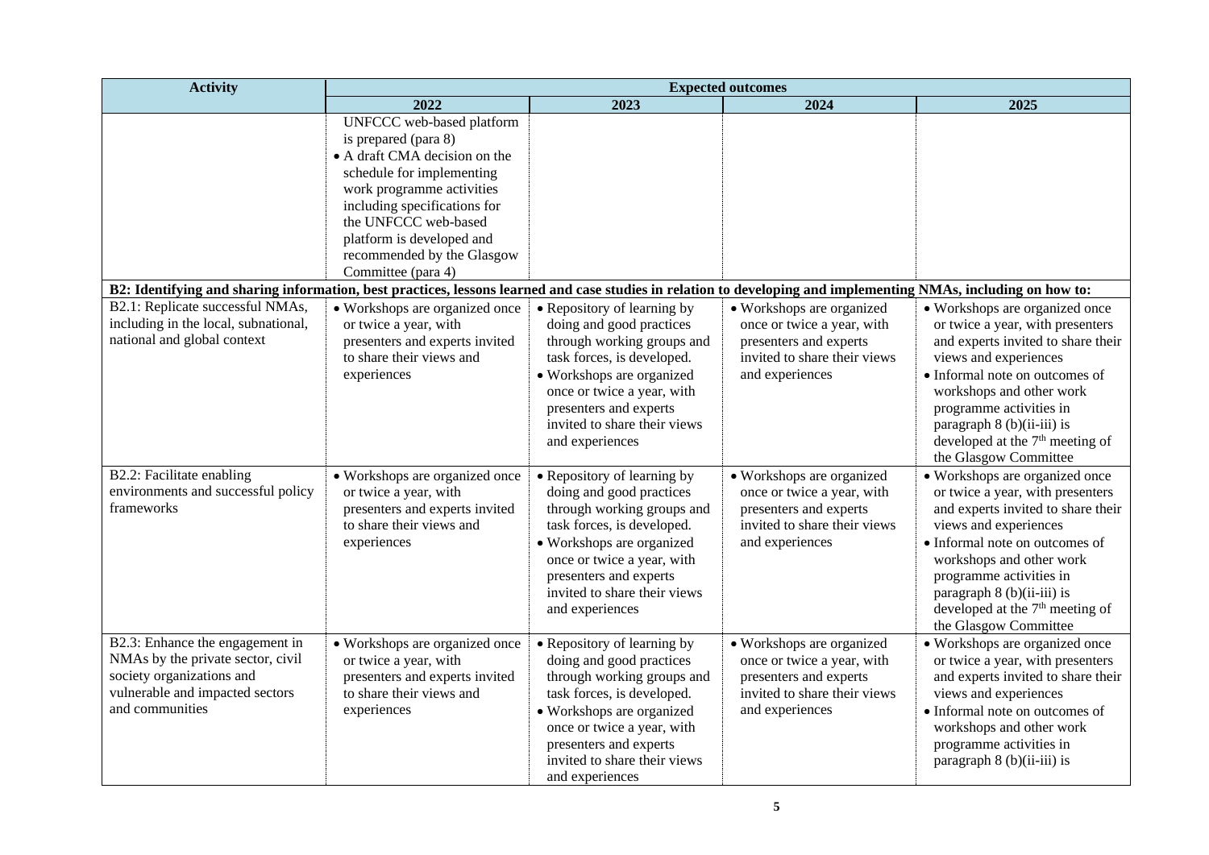| Activity | Expected outcomes | | | |
|---|---|---|---|---|
| | 2022 | 2023 | 2024 | 2025 |
| | UNFCCC web-based platform is prepared (para 8)<br>• A draft CMA decision on the schedule for implementing work programme activities including specifications for the UNFCCC web-based platform is developed and recommended by the Glasgow Committee (para 4) | | | |
| **B2: Identifying and sharing information, best practices, lessons learned and case studies in relation to developing and implementing NMAs, including on how to:** | | | | |
| B2.1: Replicate successful NMAs, including in the local, subnational, national and global context | • Workshops are organized once or twice a year, with presenters and experts invited to share their views and experiences | • Repository of learning by doing and good practices through working groups and task forces, is developed.<br>• Workshops are organized once or twice a year, with presenters and experts invited to share their views and experiences | • Workshops are organized once or twice a year, with presenters and experts invited to share their views and experiences | • Workshops are organized once or twice a year, with presenters and experts invited to share their views and experiences<br>• Informal note on outcomes of workshops and other work programme activities in paragraph 8 (b)(ii-iii) is developed at the 7th meeting of the Glasgow Committee |
| B2.2: Facilitate enabling environments and successful policy frameworks | • Workshops are organized once or twice a year, with presenters and experts invited to share their views and experiences | • Repository of learning by doing and good practices through working groups and task forces, is developed.<br>• Workshops are organized once or twice a year, with presenters and experts invited to share their views and experiences | • Workshops are organized once or twice a year, with presenters and experts invited to share their views and experiences | • Workshops are organized once or twice a year, with presenters and experts invited to share their views and experiences<br>• Informal note on outcomes of workshops and other work programme activities in paragraph 8 (b)(ii-iii) is developed at the 7th meeting of the Glasgow Committee |
| B2.3: Enhance the engagement in NMAs by the private sector, civil society organizations and vulnerable and impacted sectors and communities | • Workshops are organized once or twice a year, with presenters and experts invited to share their views and experiences | • Repository of learning by doing and good practices through working groups and task forces, is developed.<br>• Workshops are organized once or twice a year, with presenters and experts invited to share their views and experiences | • Workshops are organized once or twice a year, with presenters and experts invited to share their views and experiences | • Workshops are organized once or twice a year, with presenters and experts invited to share their views and experiences<br>• Informal note on outcomes of workshops and other work programme activities in paragraph 8 (b)(ii-iii) is |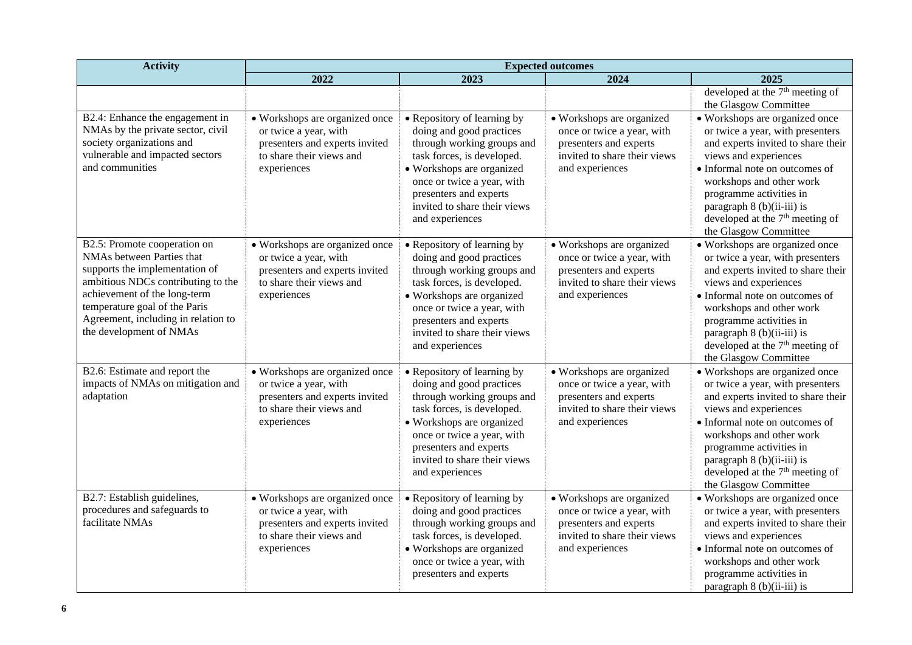| Activity | Expected outcomes | | | |
|---|---|---|---|---|
| | 2022 | 2023 | 2024 | 2025 |
| | | | | developed at the 7th meeting of the Glasgow Committee |
| B2.4: Enhance the engagement in NMAs by the private sector, civil society organizations and vulnerable and impacted sectors and communities | • Workshops are organized once or twice a year, with presenters and experts invited to share their views and experiences | • Repository of learning by doing and good practices through working groups and task forces, is developed.<br>• Workshops are organized once or twice a year, with presenters and experts invited to share their views and experiences | • Workshops are organized once or twice a year, with presenters and experts invited to share their views and experiences | • Workshops are organized once or twice a year, with presenters and experts invited to share their views and experiences<br>• Informal note on outcomes of workshops and other work programme activities in paragraph 8 (b)(ii-iii) is developed at the 7th meeting of the Glasgow Committee |
| B2.5: Promote cooperation on NMAs between Parties that supports the implementation of ambitious NDCs contributing to the achievement of the long-term temperature goal of the Paris Agreement, including in relation to the development of NMAs | • Workshops are organized once or twice a year, with presenters and experts invited to share their views and experiences | • Repository of learning by doing and good practices through working groups and task forces, is developed.<br>• Workshops are organized once or twice a year, with presenters and experts invited to share their views and experiences | • Workshops are organized once or twice a year, with presenters and experts invited to share their views and experiences | • Workshops are organized once or twice a year, with presenters and experts invited to share their views and experiences<br>• Informal note on outcomes of workshops and other work programme activities in paragraph 8 (b)(ii-iii) is developed at the 7th meeting of the Glasgow Committee |
| B2.6: Estimate and report the impacts of NMAs on mitigation and adaptation | • Workshops are organized once or twice a year, with presenters and experts invited to share their views and experiences | • Repository of learning by doing and good practices through working groups and task forces, is developed.<br>• Workshops are organized once or twice a year, with presenters and experts invited to share their views and experiences | • Workshops are organized once or twice a year, with presenters and experts invited to share their views and experiences | • Workshops are organized once or twice a year, with presenters and experts invited to share their views and experiences<br>• Informal note on outcomes of workshops and other work programme activities in paragraph 8 (b)(ii-iii) is developed at the 7th meeting of the Glasgow Committee |
| B2.7: Establish guidelines, procedures and safeguards to facilitate NMAs | • Workshops are organized once or twice a year, with presenters and experts invited to share their views and experiences | • Repository of learning by doing and good practices through working groups and task forces, is developed.<br>• Workshops are organized once or twice a year, with presenters and experts | • Workshops are organized once or twice a year, with presenters and experts invited to share their views and experiences | • Workshops are organized once or twice a year, with presenters and experts invited to share their views and experiences<br>• Informal note on outcomes of workshops and other work programme activities in paragraph 8 (b)(ii-iii) is |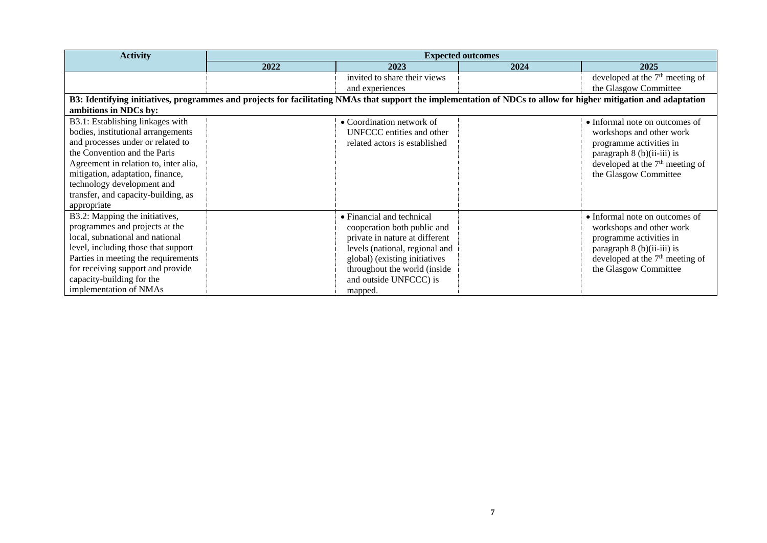| Activity | Expected outcomes | | | |
|---|---|---|---|---|
| | 2022 | 2023 | 2024 | 2025 |
| | | invited to share their views and experiences | | developed at the 7th meeting of the Glasgow Committee |
| **B3: Identifying initiatives, programmes and projects for facilitating NMAs that support the implementation of NDCs to allow for higher mitigation and adaptation ambitions in NDCs by:** | | | | |
| B3.1: Establishing linkages with bodies, institutional arrangements and processes under or related to the Convention and the Paris Agreement in relation to, inter alia, mitigation, adaptation, finance, technology development and transfer, and capacity-building, as appropriate | | • Coordination network of UNFCCC entities and other related actors is established | | • Informal note on outcomes of workshops and other work programme activities in paragraph 8 (b)(ii-iii) is developed at the 7th meeting of the Glasgow Committee |
| B3.2: Mapping the initiatives, programmes and projects at the local, subnational and national level, including those that support Parties in meeting the requirements for receiving support and provide capacity-building for the implementation of NMAs | | • Financial and technical cooperation both public and private in nature at different levels (national, regional and global) (existing initiatives throughout the world (inside and outside UNFCCC) is mapped. | | • Informal note on outcomes of workshops and other work programme activities in paragraph 8 (b)(ii-iii) is developed at the 7th meeting of the Glasgow Committee |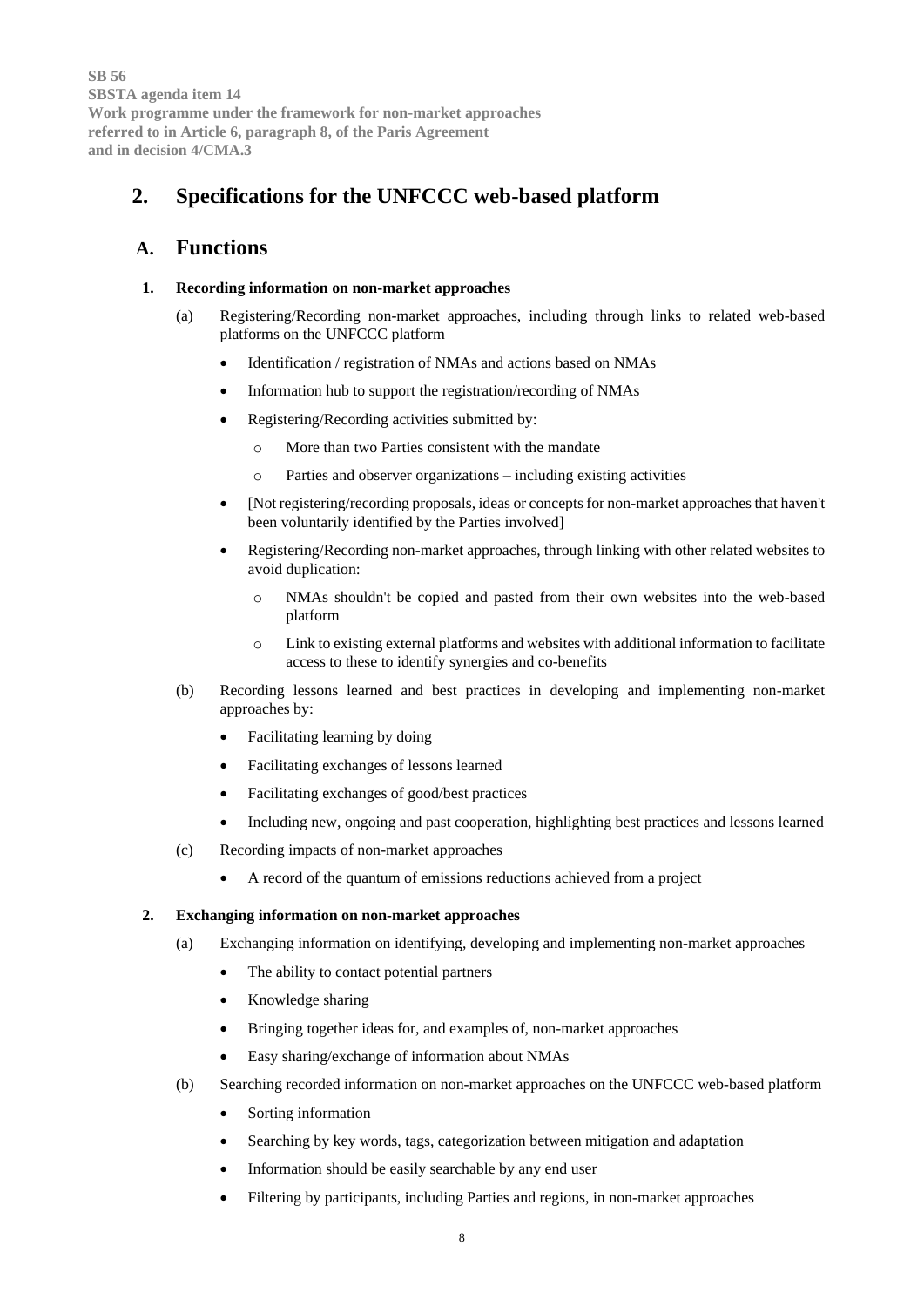## 2. Specifications for the UNFCCC web-based platform

### A. Functions

#### 1. Recording information on non-market approaches

(a) Registering/Recording non-market approaches, including through links to related web-based platforms on the UNFCCC platform

- Identification / registration of NMAs and actions based on NMAs
- Information hub to support the registration/recording of NMAs
- Registering/Recording activities submitted by:
    - More than two Parties consistent with the mandate
    - Parties and observer organizations – including existing activities
- [Not registering/recording proposals, ideas or concepts for non-market approaches that haven't been voluntarily identified by the Parties involved]
- Registering/Recording non-market approaches, through linking with other related websites to avoid duplication:
    - NMAs shouldn't be copied and pasted from their own websites into the web-based platform
    - Link to existing external platforms and websites with additional information to facilitate access to these to identify synergies and co-benefits

(b) Recording lessons learned and best practices in developing and implementing non-market approaches by:

- Facilitating learning by doing
- Facilitating exchanges of lessons learned
- Facilitating exchanges of good/best practices
- Including new, ongoing and past cooperation, highlighting best practices and lessons learned

(c) Recording impacts of non-market approaches

- A record of the quantum of emissions reductions achieved from a project

#### 2. Exchanging information on non-market approaches

(a) Exchanging information on identifying, developing and implementing non-market approaches

- The ability to contact potential partners
- Knowledge sharing
- Bringing together ideas for, and examples of, non-market approaches
- Easy sharing/exchange of information about NMAs

(b) Searching recorded information on non-market approaches on the UNFCCC web-based platform

- Sorting information
- Searching by key words, tags, categorization between mitigation and adaptation
- Information should be easily searchable by any end user
- Filtering by participants, including Parties and regions, in non-market approaches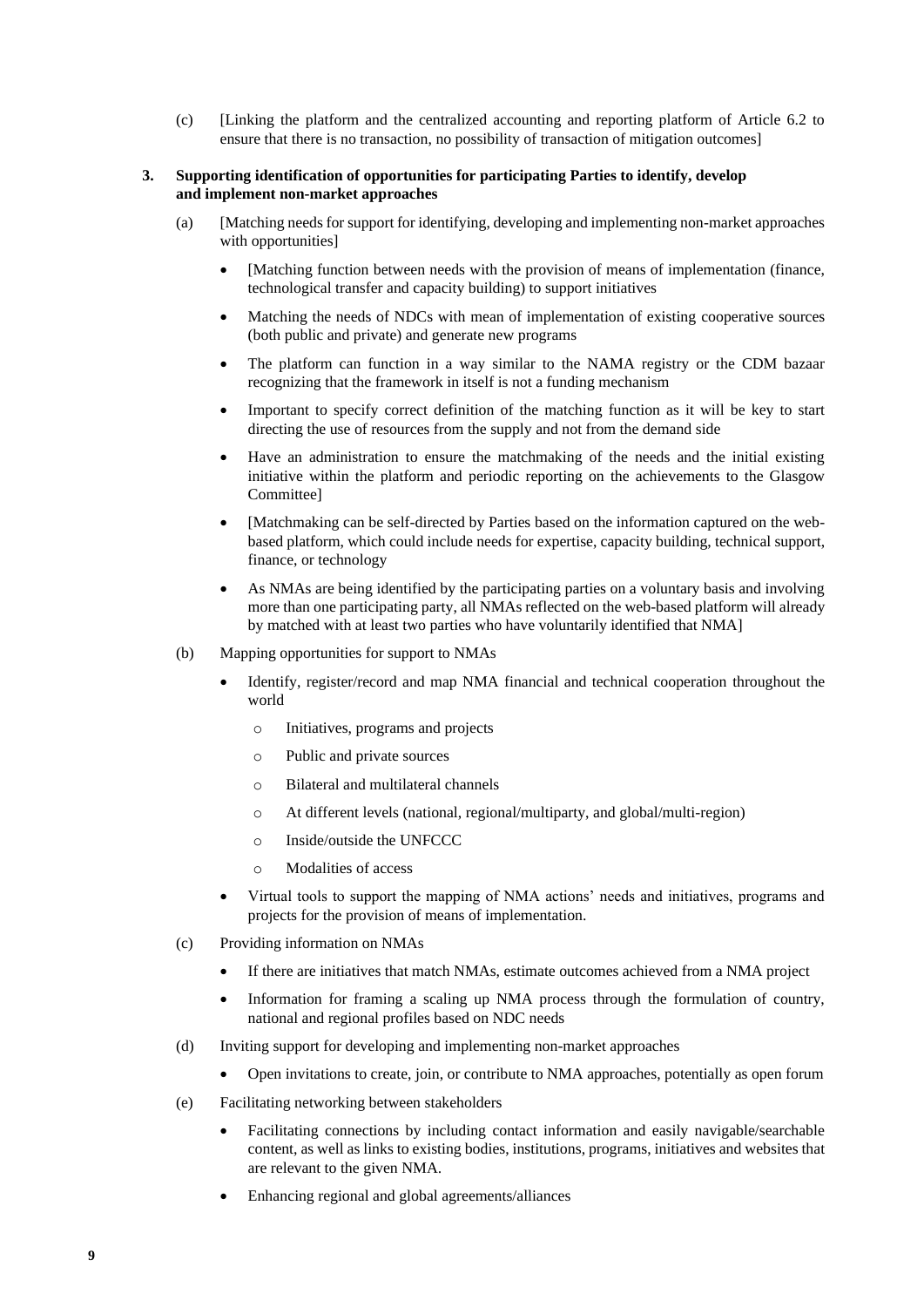(c) [Linking the platform and the centralized accounting and reporting platform of Article 6.2 to ensure that there is no transaction, no possibility of transaction of mitigation outcomes]

**3. Supporting identification of opportunities for participating Parties to identify, develop and implement non-market approaches**

(a) [Matching needs for support for identifying, developing and implementing non-market approaches with opportunities]

- [Matching function between needs with the provision of means of implementation (finance, technological transfer and capacity building) to support initiatives
- Matching the needs of NDCs with mean of implementation of existing cooperative sources (both public and private) and generate new programs
- The platform can function in a way similar to the NAMA registry or the CDM bazaar recognizing that the framework in itself is not a funding mechanism
- Important to specify correct definition of the matching function as it will be key to start directing the use of resources from the supply and not from the demand side
- Have an administration to ensure the matchmaking of the needs and the initial existing initiative within the platform and periodic reporting on the achievements to the Glasgow Committee]
- [Matchmaking can be self-directed by Parties based on the information captured on the web-based platform, which could include needs for expertise, capacity building, technical support, finance, or technology
- As NMAs are being identified by the participating parties on a voluntary basis and involving more than one participating party, all NMAs reflected on the web-based platform will already by matched with at least two parties who have voluntarily identified that NMA]

(b) Mapping opportunities for support to NMAs

- Identify, register/record and map NMA financial and technical cooperation throughout the world
  - Initiatives, programs and projects
  - Public and private sources
  - Bilateral and multilateral channels
  - At different levels (national, regional/multiparty, and global/multi-region)
  - Inside/outside the UNFCCC
  - Modalities of access
- Virtual tools to support the mapping of NMA actions' needs and initiatives, programs and projects for the provision of means of implementation.

(c) Providing information on NMAs

- If there are initiatives that match NMAs, estimate outcomes achieved from a NMA project
- Information for framing a scaling up NMA process through the formulation of country, national and regional profiles based on NDC needs

(d) Inviting support for developing and implementing non-market approaches

- Open invitations to create, join, or contribute to NMA approaches, potentially as open forum

(e) Facilitating networking between stakeholders

- Facilitating connections by including contact information and easily navigable/searchable content, as well as links to existing bodies, institutions, programs, initiatives and websites that are relevant to the given NMA.
- Enhancing regional and global agreements/alliances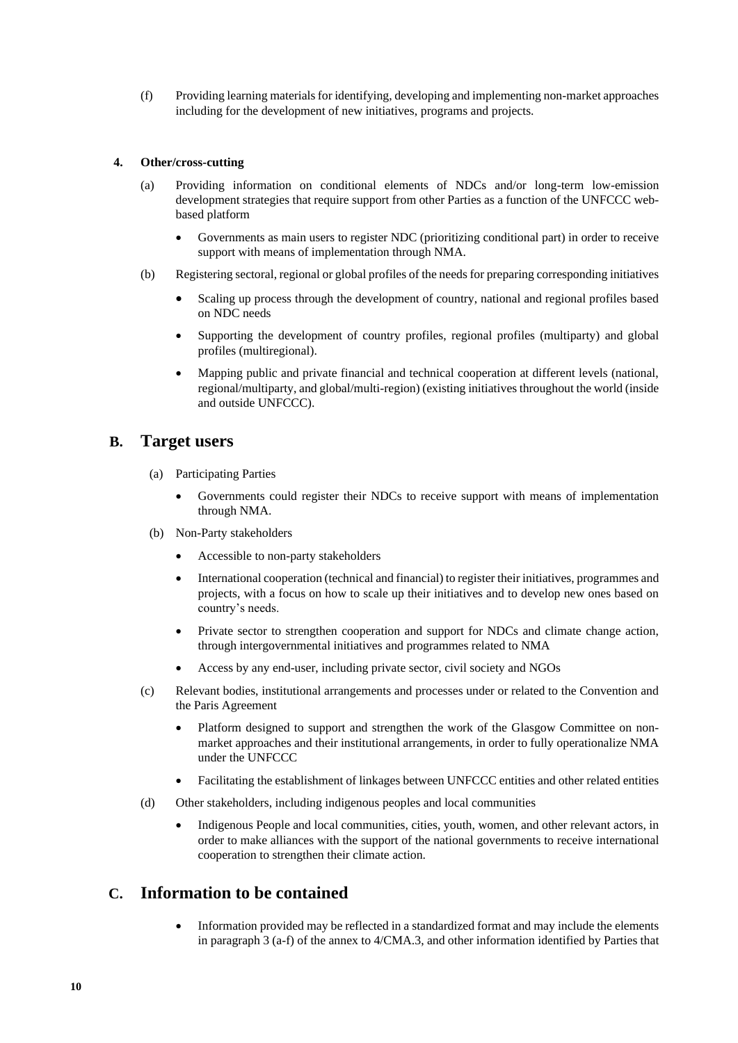(f) Providing learning materials for identifying, developing and implementing non-market approaches including for the development of new initiatives, programs and projects.

**4. Other/cross-cutting**

(a) Providing information on conditional elements of NDCs and/or long-term low-emission development strategies that require support from other Parties as a function of the UNFCCC web-based platform

- Governments as main users to register NDC (prioritizing conditional part) in order to receive support with means of implementation through NMA.

(b) Registering sectoral, regional or global profiles of the needs for preparing corresponding initiatives

- Scaling up process through the development of country, national and regional profiles based on NDC needs
- Supporting the development of country profiles, regional profiles (multiparty) and global profiles (multiregional).
- Mapping public and private financial and technical cooperation at different levels (national, regional/multiparty, and global/multi-region) (existing initiatives throughout the world (inside and outside UNFCCC).

## B. Target users

(a) Participating Parties

- Governments could register their NDCs to receive support with means of implementation through NMA.

(b) Non-Party stakeholders

- Accessible to non-party stakeholders
- International cooperation (technical and financial) to register their initiatives, programmes and projects, with a focus on how to scale up their initiatives and to develop new ones based on country's needs.
- Private sector to strengthen cooperation and support for NDCs and climate change action, through intergovernmental initiatives and programmes related to NMA
- Access by any end-user, including private sector, civil society and NGOs

(c) Relevant bodies, institutional arrangements and processes under or related to the Convention and the Paris Agreement

- Platform designed to support and strengthen the work of the Glasgow Committee on non-market approaches and their institutional arrangements, in order to fully operationalize NMA under the UNFCCC
- Facilitating the establishment of linkages between UNFCCC entities and other related entities

(d) Other stakeholders, including indigenous peoples and local communities

- Indigenous People and local communities, cities, youth, women, and other relevant actors, in order to make alliances with the support of the national governments to receive international cooperation to strengthen their climate action.

## C. Information to be contained

- Information provided may be reflected in a standardized format and may include the elements in paragraph 3 (a-f) of the annex to 4/CMA.3, and other information identified by Parties that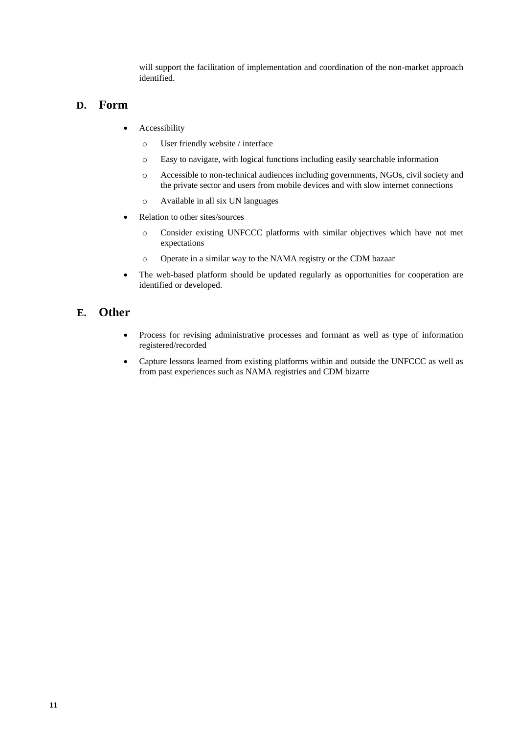will support the facilitation of implementation and coordination of the non-market approach identified.

## D. Form

- Accessibility
  - User friendly website / interface
  - Easy to navigate, with logical functions including easily searchable information
  - Accessible to non-technical audiences including governments, NGOs, civil society and the private sector and users from mobile devices and with slow internet connections
  - Available in all six UN languages
- Relation to other sites/sources
  - Consider existing UNFCCC platforms with similar objectives which have not met expectations
  - Operate in a similar way to the NAMA registry or the CDM bazaar
- The web-based platform should be updated regularly as opportunities for cooperation are identified or developed.

## E. Other

- Process for revising administrative processes and formant as well as type of information registered/recorded
- Capture lessons learned from existing platforms within and outside the UNFCCC as well as from past experiences such as NAMA registries and CDM bizarre